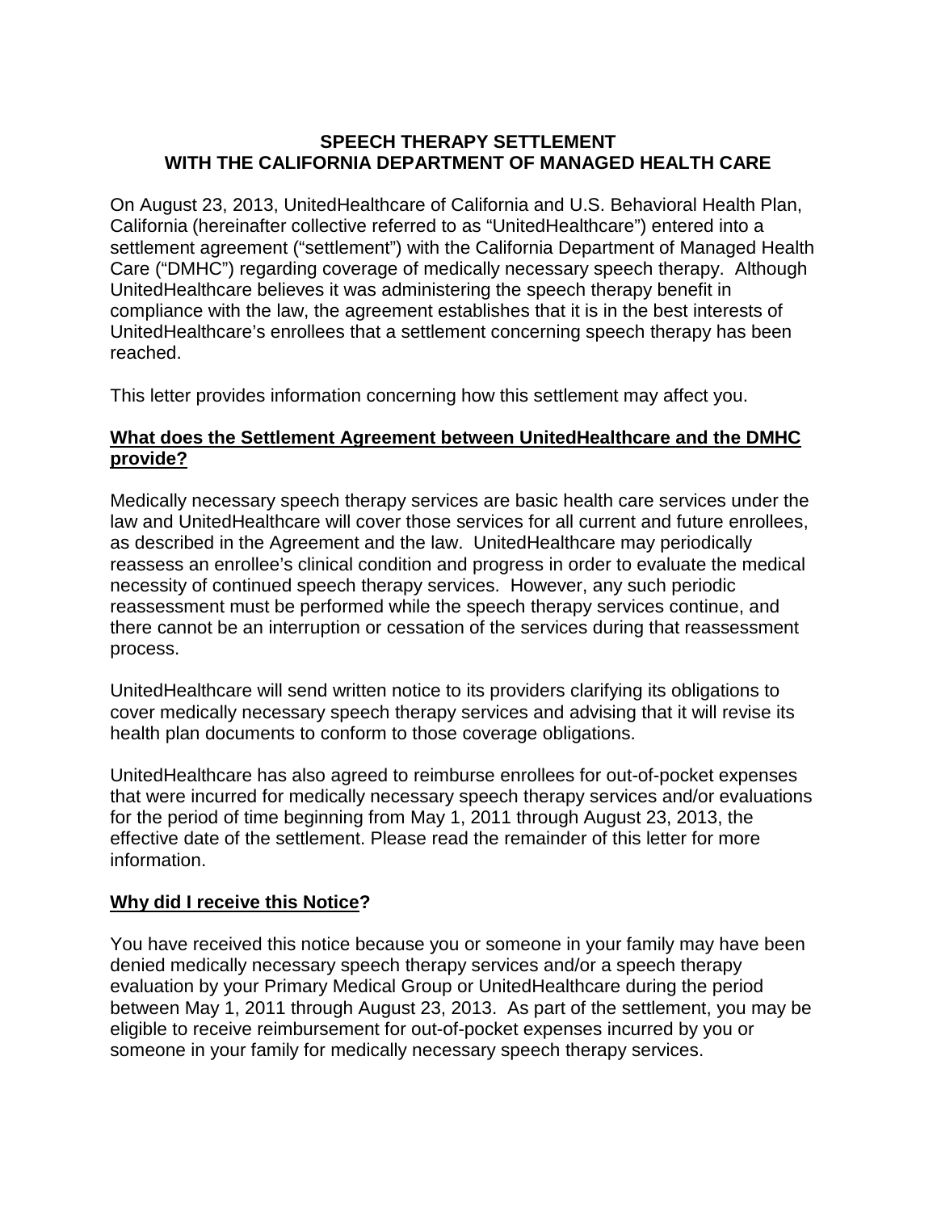# SPEECH THERAPY SETTLEMENT WITH THE CALIFORNIA DEPARTMENT OF MANAGED HEALTH CARE

On August 23, 2013, UnitedHealthcare of California and U.S. Behavioral Health Plan, California (hereinafter collective referred to as "UnitedHealthcare") entered into a settlement agreement ("settlement") with the California Department of Managed Health Care ("DMHC") regarding coverage of medically necessary speech therapy. Although UnitedHealthcare believes it was administering the speech therapy benefit in compliance with the law, the agreement establishes that it is in the best interests of UnitedHealthcare's enrollees that a settlement concerning speech therapy has been reached.

This letter provides information concerning how this settlement may affect you.

## What does the Settlement Agreement between UnitedHealthcare and the DMHC provide?

Medically necessary speech therapy services are basic health care services under the law and UnitedHealthcare will cover those services for all current and future enrollees, as described in the Agreement and the law. UnitedHealthcare may periodically reassess an enrollee's clinical condition and progress in order to evaluate the medical necessity of continued speech therapy services. However, any such periodic reassessment must be performed while the speech therapy services continue, and there cannot be an interruption or cessation of the services during that reassessment process.

UnitedHealthcare will send written notice to its providers clarifying its obligations to cover medically necessary speech therapy services and advising that it will revise its health plan documents to conform to those coverage obligations.

UnitedHealthcare has also agreed to reimburse enrollees for out-of-pocket expenses that were incurred for medically necessary speech therapy services and/or evaluations for the period of time beginning from May 1, 2011 through August 23, 2013, the effective date of the settlement. Please read the remainder of this letter for more information.

## Why did I receive this Notice?

You have received this notice because you or someone in your family may have been denied medically necessary speech therapy services and/or a speech therapy evaluation by your Primary Medical Group or UnitedHealthcare during the period between May 1, 2011 through August 23, 2013. As part of the settlement, you may be eligible to receive reimbursement for out-of-pocket expenses incurred by you or someone in your family for medically necessary speech therapy services.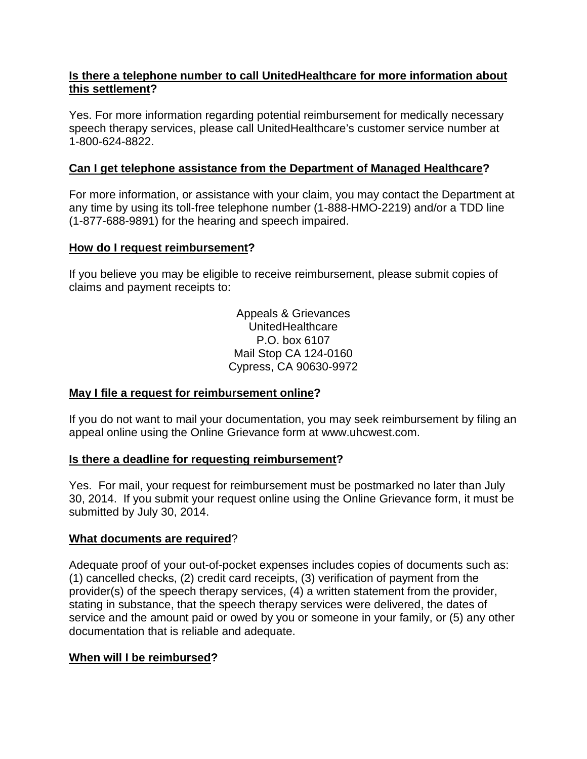**Is there a telephone number to call UnitedHealthcare for more information about this settlement?**

Yes. For more information regarding potential reimbursement for medically necessary speech therapy services, please call UnitedHealthcare's customer service number at 1-800-624-8822.

**Can I get telephone assistance from the Department of Managed Healthcare?**

For more information, or assistance with your claim, you may contact the Department at any time by using its toll-free telephone number (1-888-HMO-2219) and/or a TDD line (1-877-688-9891) for the hearing and speech impaired.

**How do I request reimbursement?**

If you believe you may be eligible to receive reimbursement, please submit copies of claims and payment receipts to:

Appeals & Grievances
UnitedHealthcare
P.O. box 6107
Mail Stop CA 124-0160
Cypress, CA 90630-9972

**May I file a request for reimbursement online?**

If you do not want to mail your documentation, you may seek reimbursement by filing an appeal online using the Online Grievance form at www.uhcwest.com.

**Is there a deadline for requesting reimbursement?**

Yes. For mail, your request for reimbursement must be postmarked no later than July 30, 2014. If you submit your request online using the Online Grievance form, it must be submitted by July 30, 2014.

**What documents are required?**

Adequate proof of your out-of-pocket expenses includes copies of documents such as: (1) cancelled checks, (2) credit card receipts, (3) verification of payment from the provider(s) of the speech therapy services, (4) a written statement from the provider, stating in substance, that the speech therapy services were delivered, the dates of service and the amount paid or owed by you or someone in your family, or (5) any other documentation that is reliable and adequate.

**When will I be reimbursed?**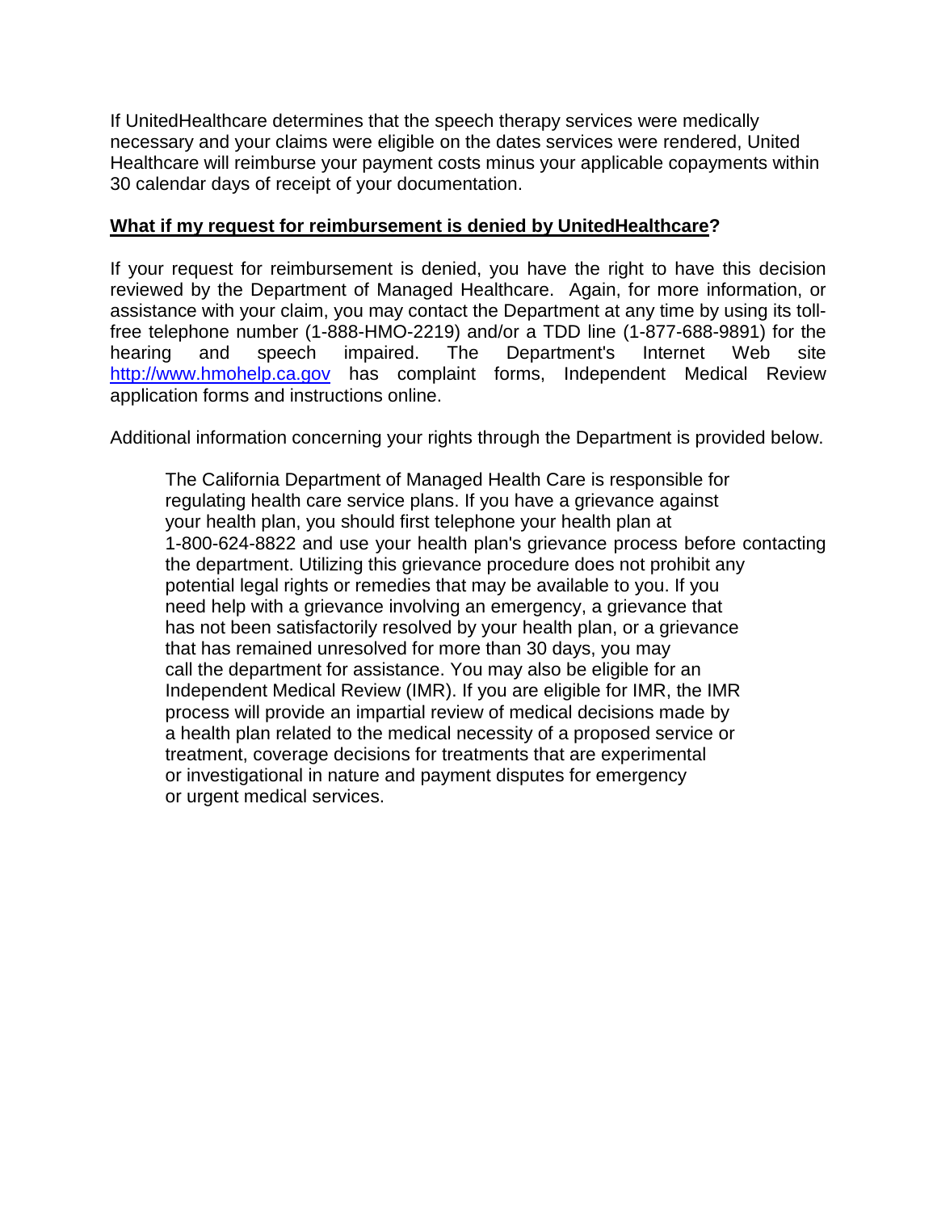If UnitedHealthcare determines that the speech therapy services were medically necessary and your claims were eligible on the dates services were rendered, United Healthcare will reimburse your payment costs minus your applicable copayments within 30 calendar days of receipt of your documentation.

**What if my request for reimbursement is denied by UnitedHealthcare?**

If your request for reimbursement is denied, you have the right to have this decision reviewed by the Department of Managed Healthcare. Again, for more information, or assistance with your claim, you may contact the Department at any time by using its toll-free telephone number (1-888-HMO-2219) and/or a TDD line (1-877-688-9891) for the hearing and speech impaired. The Department's Internet Web site http://www.hmohelp.ca.gov has complaint forms, Independent Medical Review application forms and instructions online.

Additional information concerning your rights through the Department is provided below.

> The California Department of Managed Health Care is responsible for regulating health care service plans. If you have a grievance against your health plan, you should first telephone your health plan at 1-800-624-8822 and use your health plan's grievance process before contacting the department. Utilizing this grievance procedure does not prohibit any potential legal rights or remedies that may be available to you. If you need help with a grievance involving an emergency, a grievance that has not been satisfactorily resolved by your health plan, or a grievance that has remained unresolved for more than 30 days, you may call the department for assistance. You may also be eligible for an Independent Medical Review (IMR). If you are eligible for IMR, the IMR process will provide an impartial review of medical decisions made by a health plan related to the medical necessity of a proposed service or treatment, coverage decisions for treatments that are experimental or investigational in nature and payment disputes for emergency or urgent medical services.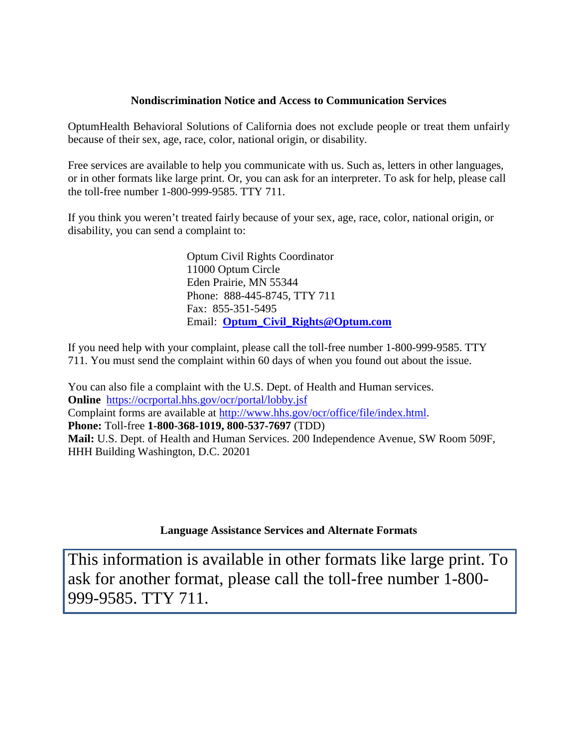## Nondiscrimination Notice and Access to Communication Services

OptumHealth Behavioral Solutions of California does not exclude people or treat them unfairly because of their sex, age, race, color, national origin, or disability.

Free services are available to help you communicate with us. Such as, letters in other languages, or in other formats like large print. Or, you can ask for an interpreter. To ask for help, please call the toll-free number 1-800-999-9585. TTY 711.

If you think you weren't treated fairly because of your sex, age, race, color, national origin, or disability, you can send a complaint to:

> Optum Civil Rights Coordinator
> 11000 Optum Circle
> Eden Prairie, MN 55344
> Phone: 888-445-8745, TTY 711
> Fax: 855-351-5495
> Email: **Optum_Civil_Rights@Optum.com**

If you need help with your complaint, please call the toll-free number 1-800-999-9585. TTY 711. You must send the complaint within 60 days of when you found out about the issue.

You can also file a complaint with the U.S. Dept. of Health and Human services.
**Online** https://ocrportal.hhs.gov/ocr/portal/lobby.jsf
Complaint forms are available at http://www.hhs.gov/ocr/office/file/index.html.
**Phone:** Toll-free **1-800-368-1019, 800-537-7697** (TDD)
**Mail:** U.S. Dept. of Health and Human Services. 200 Independence Avenue, SW Room 509F, HHH Building Washington, D.C. 20201

## Language Assistance Services and Alternate Formats

This information is available in other formats like large print. To ask for another format, please call the toll-free number 1-800-999-9585. TTY 711.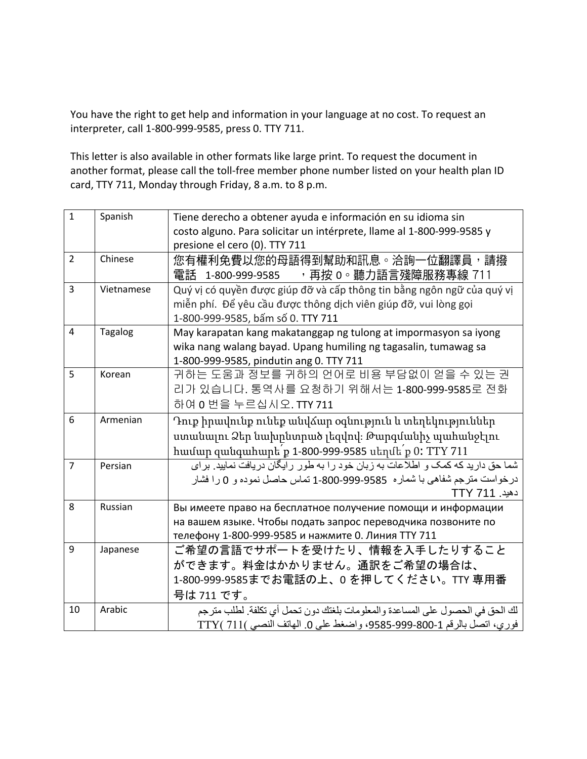You have the right to get help and information in your language at no cost. To request an interpreter, call 1-800-999-9585, press 0. TTY 711.

This letter is also available in other formats like large print. To request the document in another format, please call the toll-free member phone number listed on your health plan ID card, TTY 711, Monday through Friday, 8 a.m. to 8 p.m.

| 1 | Spanish | Tiene derecho a obtener ayuda e información en su idioma sin costo alguno. Para solicitar un intérprete, llame al 1-800-999-9585 y presione el cero (0). TTY 711 |
|---|---|---|
| 2 | Chinese | 您有權利免費以您的母語得到幫助和訊息。洽詢一位翻譯員，請撥電話 1-800-999-9585 ，再按 0。聽力語言殘障服務專線 711 |
| 3 | Vietnamese | Quý vị có quyền được giúp đỡ và cấp thông tin bằng ngôn ngữ của quý vị miễn phí. Để yêu cầu được thông dịch viên giúp đỡ, vui lòng gọi 1-800-999-9585, bấm số 0. TTY 711 |
| 4 | Tagalog | May karapatan kang makatanggap ng tulong at impormasyon sa iyong wika nang walang bayad. Upang humiling ng tagasalin, tumawag sa 1-800-999-9585, pindutin ang 0. TTY 711 |
| 5 | Korean | 귀하는 도움과 정보를 귀하의 언어로 비용 부담없이 얻을 수 있는 권리가 있습니다. 통역사를 요청하기 위해서는 1-800-999-9585로 전화하여 0 번을 누르십시오. TTY 711 |
| 6 | Armenian | Դուք իրավունք ունեք անվճար օգնություն և տեղեկություններ ստանալու Ձեր նախընտրած լեզվով: Թարգմանիչ պահանջելու համար զանգահարե՛ք 1-800-999-9585 սեղմե՛ք 0: TTY 711 |
| 7 | Persian | شما حق دارید که کمک و اطلاعات به زبان خود را به طور رایگان دریافت نمایید. برای درخواست مترجم شفاهی با شماره 9585-999-800-1 تماس حاصل نموده و 0 را فشار دهید. TTY 711 |
| 8 | Russian | Вы имеете право на бесплатное получение помощи и информации на вашем языке. Чтобы подать запрос переводчика позвоните по телефону 1-800-999-9585 и нажмите 0. Линия TTY 711 |
| 9 | Japanese | ご希望の言語でサポートを受けたり、情報を入手したりすることができます。料金はかかりません。通訳をご希望の場合は、1-800-999-9585までお電話の上、0 を押してください。TTY 専用番号は 711 です。 |
| 10 | Arabic | لك الحق في الحصول على المساعدة والمعلومات بلغتك دون تحمل أي تكلفة. لطلب مترجم فوري، اتصل بالرقم 9585-999-800-1، واضغط على 0. الهاتف النصي (TTY) 711 |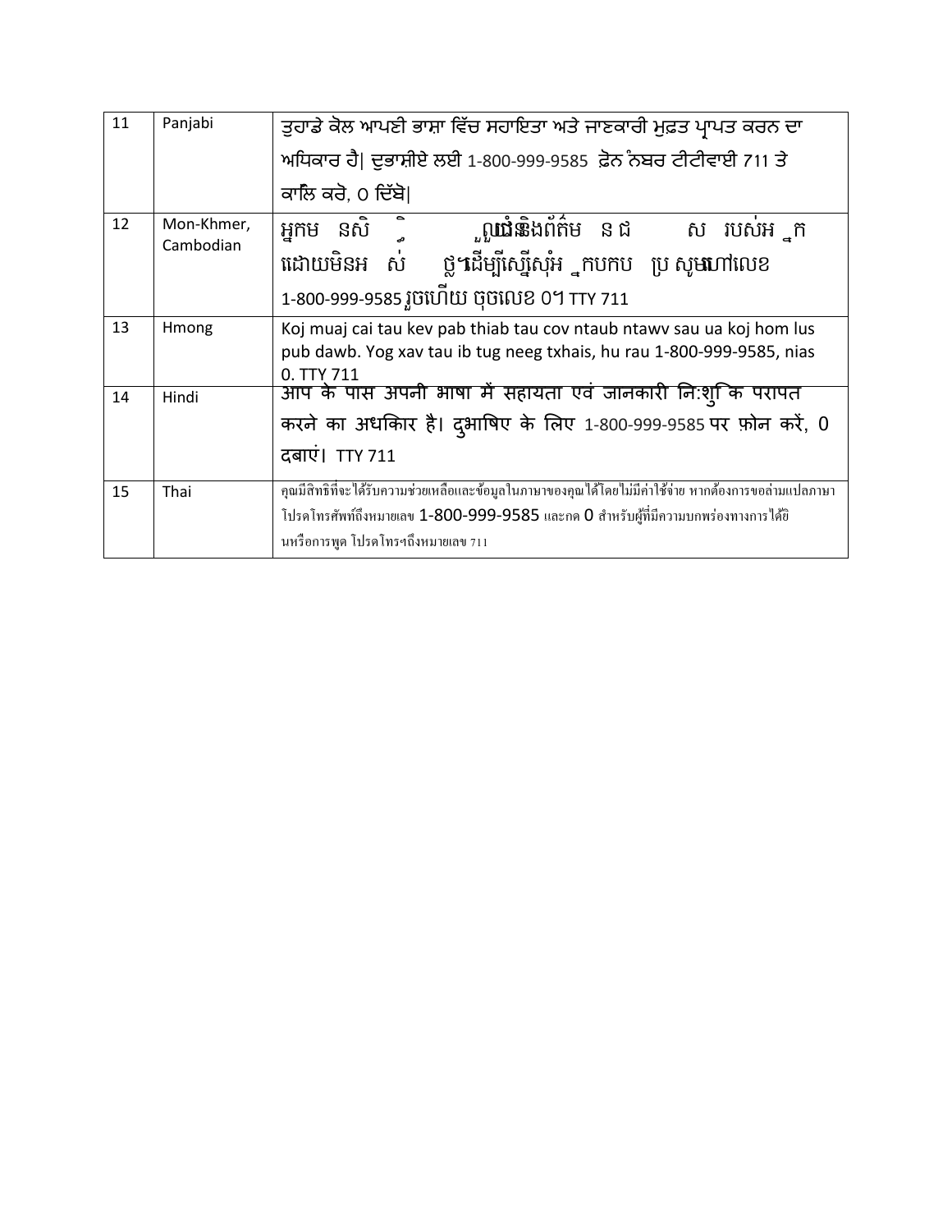| | | |
|---|---|---|
| 11 | Panjabi | ਤੁਹਾਡੇ ਕੋਲ ਆਪਣੀ ਭਾਸ਼ਾ ਵਿੱਚ ਸਹਾਇਤਾ ਅਤੇ ਜਾਣਕਾਰੀ ਮੁਫ਼ਤ ਪ੍ਰਾਪਤ ਕਰਨ ਦਾ ਅਧਿਕਾਰ ਹੈ\| ਦੁਭਾਸ਼ੀਏ ਲਈ 1-800-999-9585 ਫ਼ੋਨ ਨੰਬਰ ਟੀਟੀਵਾਈ 711 ਤੇ ਕਾਲਿ ਕਰੋ, 0 ਦਿੱਬੋ\| |
| 12 | Mon-Khmer, Cambodian | អ្នកមានសិទ្ធិទទួលបានជំនួយនិងព័ត៌មានជាភាសារបស់អ្នក ដោយមិនអស់ថ្លៃ។ដើម្បីស្នើសុំអ្នកបកប្រែ សូមហៅលេខ 1-800-999-9585 រួចហើយ ចុចលេខ 0។ TTY 711 |
| 13 | Hmong | Koj muaj cai tau kev pab thiab tau cov ntaub ntawv sau ua koj hom lus pub dawb. Yog xav tau ib tug neeg txhais, hu rau 1-800-999-9585, nias 0. TTY 711 |
| 14 | Hindi | आप के पास अपनी भाषा में सहायता एवं जानकारी नि:शुल्क परापत करने का अधिकार है। दुभाषिए के लिए 1-800-999-9585 पर फ़ोन करें, 0 दबाएं। TTY 711 |
| 15 | Thai | คุณมีสิทธิที่จะได้รับความช่วยเหลือและข้อมูลในภาษาของคุณได้โดยไม่มีค่าใช้จ่าย หากต้องการขอล่ามแปลภาษา โปรดโทรศัพท์ถึงหมายเลข 1-800-999-9585 และกด 0 สำหรับผู้ที่มีความบกพร่องทางการได้ยินหรือการพูด โปรดโทรฯถึงหมายเลข 711 |